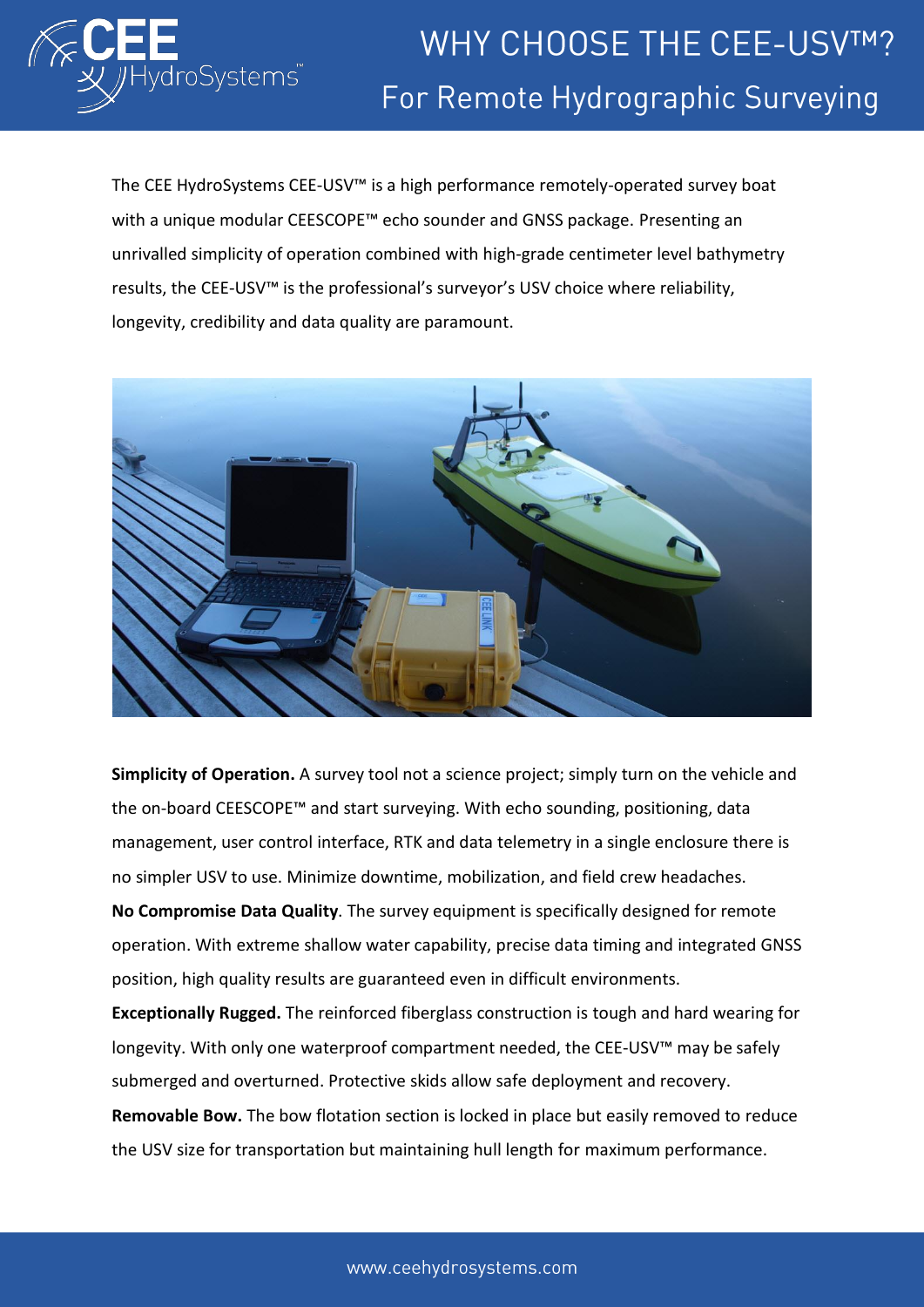# WHY CHOOSE THE CEE-USV™?

## For Remote Hydrographic Surveying

The CEE HydroSystems CEE-USV™ is a high performance remotely-operated survey boat with a unique modular CEESCOPE™ echo sounder and GNSS package. Presenting an unrivalled simplicity of operation combined with high-grade centimeter level bathymetry results, the CEE-USV™ is the professional's surveyor's USV choice where reliability, longevity, credibility and data quality are paramount.

**Simplicity of Operation.** A survey tool not a science project; simply turn on the vehicle and the on-board CEESCOPE™ and start surveying. With echo sounding, positioning, data management, user control interface, RTK and data telemetry in a single enclosure there is no simpler USV to use. Minimize downtime, mobilization, and field crew headaches.

**No Compromise Data Quality**. The survey equipment is specifically designed for remote operation. With extreme shallow water capability, precise data timing and integrated GNSS position, high quality results are guaranteed even in difficult environments.

**Exceptionally Rugged.** The reinforced fiberglass construction is tough and hard wearing for longevity. With only one waterproof compartment needed, the CEE-USV™ may be safely submerged and overturned. Protective skids allow safe deployment and recovery.

**Removable Bow.** The bow flotation section is locked in place but easily removed to reduce the USV size for transportation but maintaining hull length for maximum performance.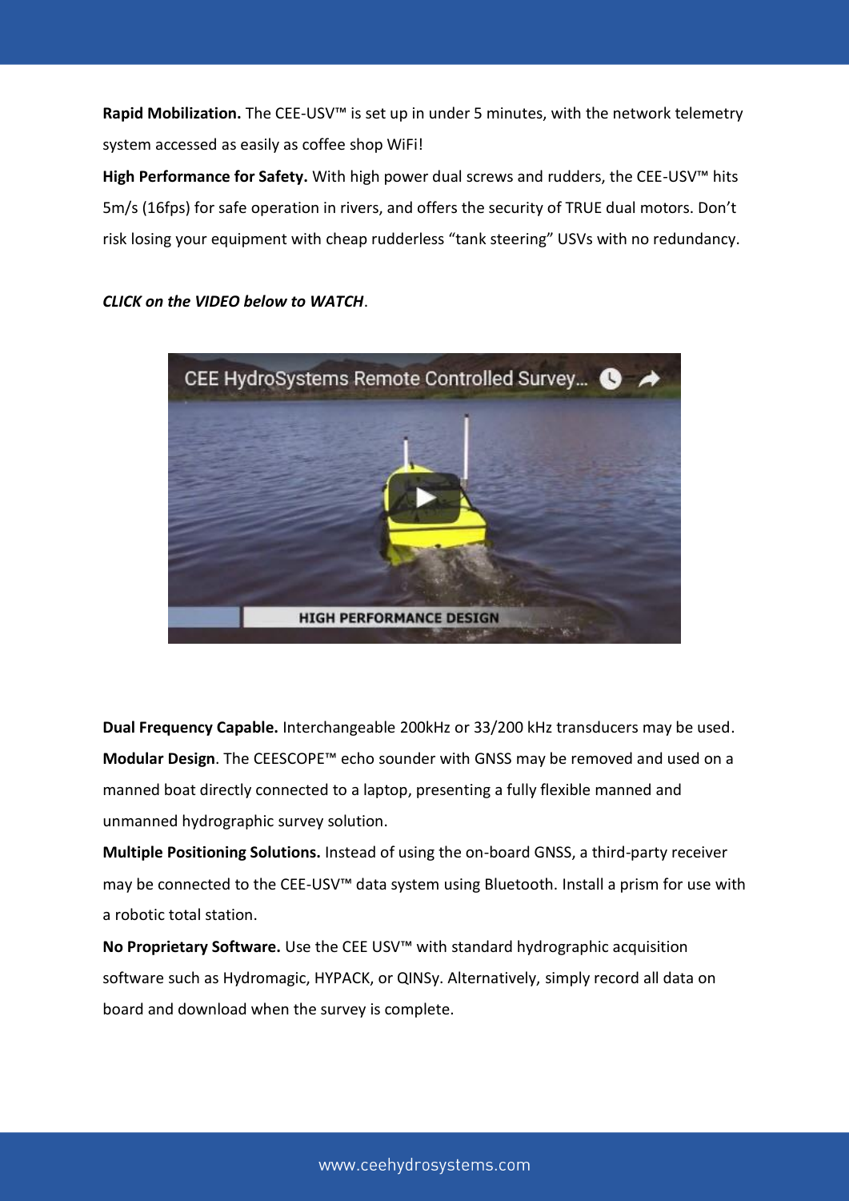**Rapid Mobilization.** The CEE-USV™ is set up in under 5 minutes, with the network telemetry system accessed as easily as coffee shop WiFi!

**High Performance for Safety.** With high power dual screws and rudders, the CEE-USV™ hits 5m/s (16fps) for safe operation in rivers, and offers the security of TRUE dual motors. Don't risk losing your equipment with cheap rudderless "tank steering" USVs with no redundancy.

***CLICK on the VIDEO below to WATCH***.

**Dual Frequency Capable.** Interchangeable 200kHz or 33/200 kHz transducers may be used.

**Modular Design**. The CEESCOPE™ echo sounder with GNSS may be removed and used on a manned boat directly connected to a laptop, presenting a fully flexible manned and unmanned hydrographic survey solution.

**Multiple Positioning Solutions.** Instead of using the on-board GNSS, a third-party receiver may be connected to the CEE-USV™ data system using Bluetooth. Install a prism for use with a robotic total station.

**No Proprietary Software.** Use the CEE USV™ with standard hydrographic acquisition software such as Hydromagic, HYPACK, or QINSy. Alternatively, simply record all data on board and download when the survey is complete.